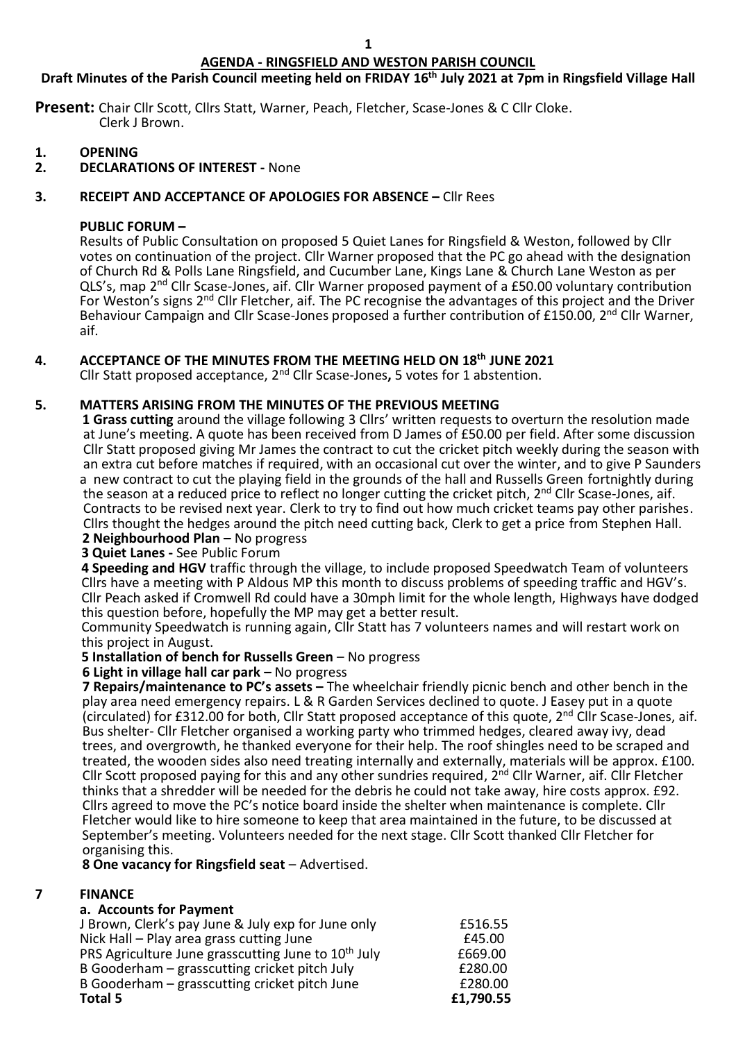**AGENDA - RINGSFIELD AND WESTON PARISH COUNCIL**

**Draft Minutes of the Parish Council meeting held on FRIDAY 16th July 2021 at 7pm in Ringsfield Village Hall**

**Present:** Chair Cllr Scott, Cllrs Statt, Warner, Peach, Fletcher, Scase-Jones & C Cllr Cloke.
Clerk J Brown.

1. **OPENING**
2. **DECLARATIONS OF INTEREST -** None
3. **RECEIPT AND ACCEPTANCE OF APOLOGIES FOR ABSENCE –** Cllr Rees

**PUBLIC FORUM –**

Results of Public Consultation on proposed 5 Quiet Lanes for Ringsfield & Weston, followed by Cllr votes on continuation of the project. Cllr Warner proposed that the PC go ahead with the designation of Church Rd & Polls Lane Ringsfield, and Cucumber Lane, Kings Lane & Church Lane Weston as per QLS's, map 2nd Cllr Scase-Jones, aif. Cllr Warner proposed payment of a £50.00 voluntary contribution For Weston's signs 2nd Cllr Fletcher, aif. The PC recognise the advantages of this project and the Driver Behaviour Campaign and Cllr Scase-Jones proposed a further contribution of £150.00, 2nd Cllr Warner, aif.

4. **ACCEPTANCE OF THE MINUTES FROM THE MEETING HELD ON 18th JUNE 2021**
Cllr Statt proposed acceptance, 2nd Cllr Scase-Jones**,** 5 votes for 1 abstention.

5. **MATTERS ARISING FROM THE MINUTES OF THE PREVIOUS MEETING**

**1 Grass cutting** around the village following 3 Cllrs' written requests to overturn the resolution made at June's meeting. A quote has been received from D James of £50.00 per field. After some discussion Cllr Statt proposed giving Mr James the contract to cut the cricket pitch weekly during the season with an extra cut before matches if required, with an occasional cut over the winter, and to give P Saunders a new contract to cut the playing field in the grounds of the hall and Russells Green fortnightly during the season at a reduced price to reflect no longer cutting the cricket pitch, 2nd Cllr Scase-Jones, aif. Contracts to be revised next year. Clerk to try to find out how much cricket teams pay other parishes. Cllrs thought the hedges around the pitch need cutting back, Clerk to get a price from Stephen Hall.

**2 Neighbourhood Plan –** No progress

**3 Quiet Lanes -** See Public Forum

**4 Speeding and HGV** traffic through the village, to include proposed Speedwatch Team of volunteers Cllrs have a meeting with P Aldous MP this month to discuss problems of speeding traffic and HGV's. Cllr Peach asked if Cromwell Rd could have a 30mph limit for the whole length, Highways have dodged this question before, hopefully the MP may get a better result.

Community Speedwatch is running again, Cllr Statt has 7 volunteers names and will restart work on this project in August.

**5 Installation of bench for Russells Green** – No progress

**6 Light in village hall car park –** No progress

**7 Repairs/maintenance to PC's assets –** The wheelchair friendly picnic bench and other bench in the play area need emergency repairs. L & R Garden Services declined to quote. J Easey put in a quote (circulated) for £312.00 for both, Cllr Statt proposed acceptance of this quote, 2nd Cllr Scase-Jones, aif. Bus shelter- Cllr Fletcher organised a working party who trimmed hedges, cleared away ivy, dead trees, and overgrowth, he thanked everyone for their help. The roof shingles need to be scraped and treated, the wooden sides also need treating internally and externally, materials will be approx. £100. Cllr Scott proposed paying for this and any other sundries required, 2nd Cllr Warner, aif. Cllr Fletcher thinks that a shredder will be needed for the debris he could not take away, hire costs approx. £92. Cllrs agreed to move the PC's notice board inside the shelter when maintenance is complete. Cllr Fletcher would like to hire someone to keep that area maintained in the future, to be discussed at September's meeting. Volunteers needed for the next stage. Cllr Scott thanked Cllr Fletcher for organising this.

**8 One vacancy for Ringsfield seat** – Advertised.

7 **FINANCE**

**a. Accounts for Payment**

| | |
|---|---|
| J Brown, Clerk's pay June & July exp for June only | £516.55 |
| Nick Hall – Play area grass cutting June | £45.00 |
| PRS Agriculture June grasscutting June to 10th July | £669.00 |
| B Gooderham – grasscutting cricket pitch July | £280.00 |
| B Gooderham – grasscutting cricket pitch June | £280.00 |
| **Total 5** | **£1,790.55** |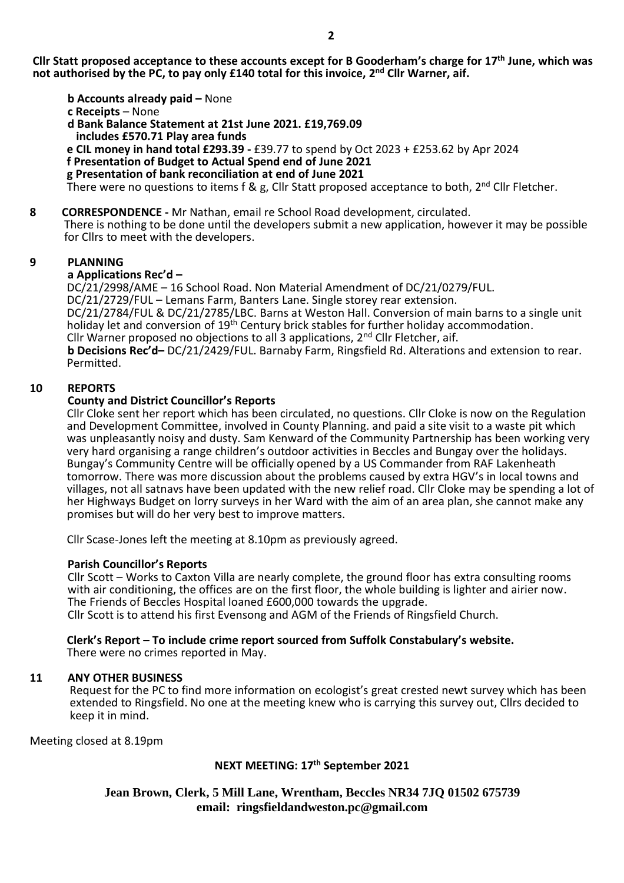**Cllr Statt proposed acceptance to these accounts except for B Gooderham's charge for 17th June, which was not authorised by the PC, to pay only £140 total for this invoice, 2nd Cllr Warner, aif.**

**b Accounts already paid –** None

**c Receipts** – None

**d Bank Balance Statement at 21st June 2021. £19,769.09 includes £570.71 Play area funds**

**e CIL money in hand total £293.39 -** £39.77 to spend by Oct 2023 + £253.62 by Apr 2024

**f Presentation of Budget to Actual Spend end of June 2021**

**g Presentation of bank reconciliation at end of June 2021**

There were no questions to items f & g, Cllr Statt proposed acceptance to both, 2nd Cllr Fletcher.

## 8 CORRESPONDENCE

**CORRESPONDENCE -** Mr Nathan, email re School Road development, circulated.
There is nothing to be done until the developers submit a new application, however it may be possible for Cllrs to meet with the developers.

## 9 PLANNING

**a Applications Rec'd –**

DC/21/2998/AME – 16 School Road. Non Material Amendment of DC/21/0279/FUL.
DC/21/2729/FUL – Lemans Farm, Banters Lane. Single storey rear extension.
DC/21/2784/FUL & DC/21/2785/LBC. Barns at Weston Hall. Conversion of main barns to a single unit holiday let and conversion of 19th Century brick stables for further holiday accommodation.
Cllr Warner proposed no objections to all 3 applications, 2nd Cllr Fletcher, aif.

**b Decisions Rec'd–** DC/21/2429/FUL. Barnaby Farm, Ringsfield Rd. Alterations and extension to rear. Permitted.

## 10 REPORTS

**County and District Councillor's Reports**

Cllr Cloke sent her report which has been circulated, no questions. Cllr Cloke is now on the Regulation and Development Committee, involved in County Planning. and paid a site visit to a waste pit which was unpleasantly noisy and dusty. Sam Kenward of the Community Partnership has been working very very hard organising a range children's outdoor activities in Beccles and Bungay over the holidays. Bungay's Community Centre will be officially opened by a US Commander from RAF Lakenheath tomorrow. There was more discussion about the problems caused by extra HGV's in local towns and villages, not all satnavs have been updated with the new relief road. Cllr Cloke may be spending a lot of her Highways Budget on lorry surveys in her Ward with the aim of an area plan, she cannot make any promises but will do her very best to improve matters.

Cllr Scase-Jones left the meeting at 8.10pm as previously agreed.

**Parish Councillor's Reports**

Cllr Scott – Works to Caxton Villa are nearly complete, the ground floor has extra consulting rooms with air conditioning, the offices are on the first floor, the whole building is lighter and airier now. The Friends of Beccles Hospital loaned £600,000 towards the upgrade.
Cllr Scott is to attend his first Evensong and AGM of the Friends of Ringsfield Church.

**Clerk's Report – To include crime report sourced from Suffolk Constabulary's website.**
There were no crimes reported in May.

## 11 ANY OTHER BUSINESS

Request for the PC to find more information on ecologist's great crested newt survey which has been extended to Ringsfield. No one at the meeting knew who is carrying this survey out, Cllrs decided to keep it in mind.

Meeting closed at 8.19pm

**NEXT MEETING: 17th September 2021**

**Jean Brown, Clerk, 5 Mill Lane, Wrentham, Beccles NR34 7JQ 01502 675739**
**email: ringsfieldandweston.pc@gmail.com**